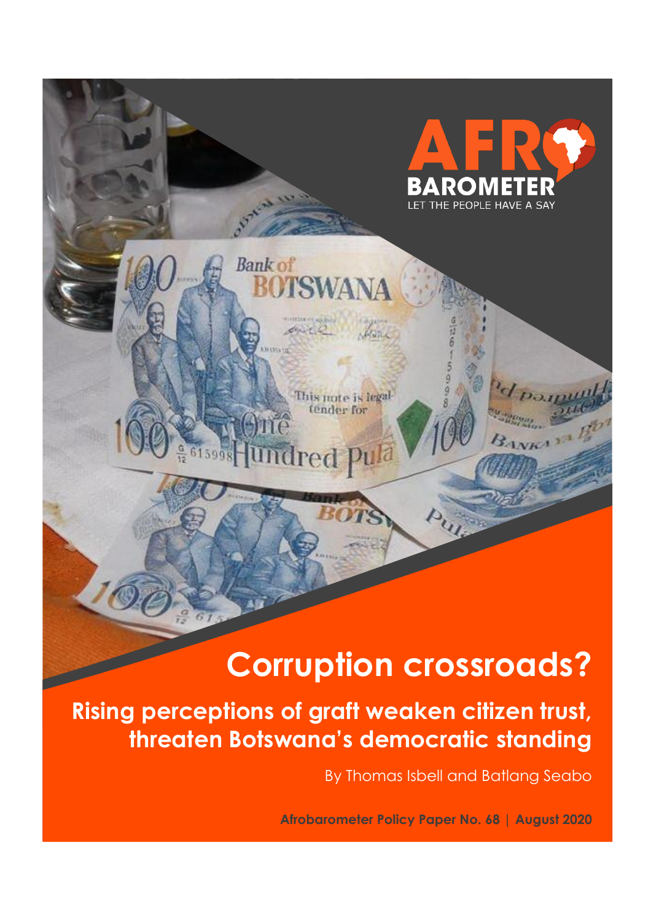AFRO BAROMETER

LET THE PEOPLE HAVE A SAY

# Corruption crossroads?

## Rising perceptions of graft weaken citizen trust, threaten Botswana's democratic standing

By Thomas Isbell and Batlang Seabo

**Afrobarometer Policy Paper No. 68 | August 2020**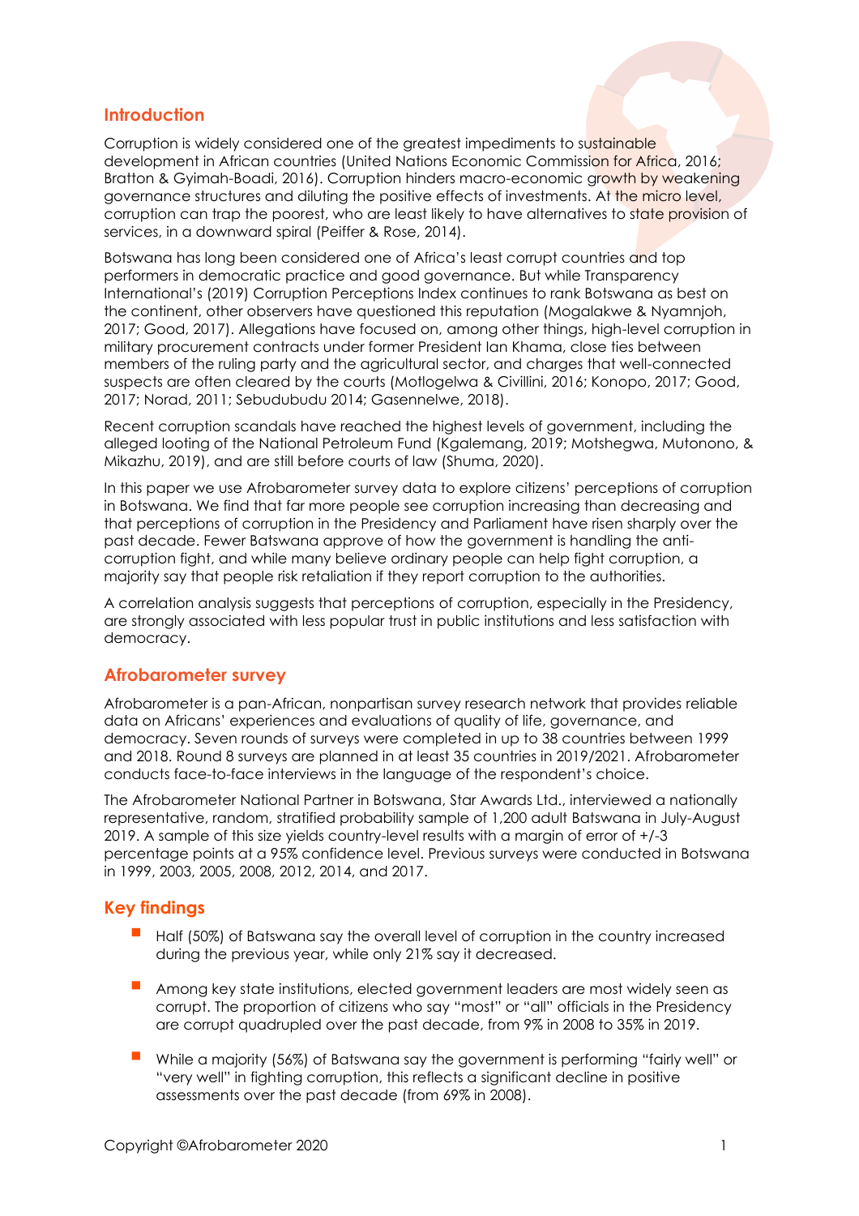## Introduction

Corruption is widely considered one of the greatest impediments to sustainable development in African countries (United Nations Economic Commission for Africa, 2016; Bratton & Gyimah-Boadi, 2016). Corruption hinders macro-economic growth by weakening governance structures and diluting the positive effects of investments. At the micro level, corruption can trap the poorest, who are least likely to have alternatives to state provision of services, in a downward spiral (Peiffer & Rose, 2014).

Botswana has long been considered one of Africa's least corrupt countries and top performers in democratic practice and good governance. But while Transparency International's (2019) Corruption Perceptions Index continues to rank Botswana as best on the continent, other observers have questioned this reputation (Mogalakwe & Nyamnjoh, 2017; Good, 2017). Allegations have focused on, among other things, high-level corruption in military procurement contracts under former President Ian Khama, close ties between members of the ruling party and the agricultural sector, and charges that well-connected suspects are often cleared by the courts (Motlogelwa & Civillini, 2016; Konopo, 2017; Good, 2017; Norad, 2011; Sebudubudu 2014; Gasennelwe, 2018).

Recent corruption scandals have reached the highest levels of government, including the alleged looting of the National Petroleum Fund (Kgalemang, 2019; Motshegwa, Mutonono, & Mikazhu, 2019), and are still before courts of law (Shuma, 2020).

In this paper we use Afrobarometer survey data to explore citizens' perceptions of corruption in Botswana. We find that far more people see corruption increasing than decreasing and that perceptions of corruption in the Presidency and Parliament have risen sharply over the past decade. Fewer Batswana approve of how the government is handling the anti-corruption fight, and while many believe ordinary people can help fight corruption, a majority say that people risk retaliation if they report corruption to the authorities.

A correlation analysis suggests that perceptions of corruption, especially in the Presidency, are strongly associated with less popular trust in public institutions and less satisfaction with democracy.

## Afrobarometer survey

Afrobarometer is a pan-African, nonpartisan survey research network that provides reliable data on Africans' experiences and evaluations of quality of life, governance, and democracy. Seven rounds of surveys were completed in up to 38 countries between 1999 and 2018. Round 8 surveys are planned in at least 35 countries in 2019/2021. Afrobarometer conducts face-to-face interviews in the language of the respondent's choice.

The Afrobarometer National Partner in Botswana, Star Awards Ltd., interviewed a nationally representative, random, stratified probability sample of 1,200 adult Batswana in July-August 2019. A sample of this size yields country-level results with a margin of error of +/-3 percentage points at a 95% confidence level. Previous surveys were conducted in Botswana in 1999, 2003, 2005, 2008, 2012, 2014, and 2017.

## Key findings

- Half (50%) of Batswana say the overall level of corruption in the country increased during the previous year, while only 21% say it decreased.
- Among key state institutions, elected government leaders are most widely seen as corrupt. The proportion of citizens who say "most" or "all" officials in the Presidency are corrupt quadrupled over the past decade, from 9% in 2008 to 35% in 2019.
- While a majority (56%) of Batswana say the government is performing "fairly well" or "very well" in fighting corruption, this reflects a significant decline in positive assessments over the past decade (from 69% in 2008).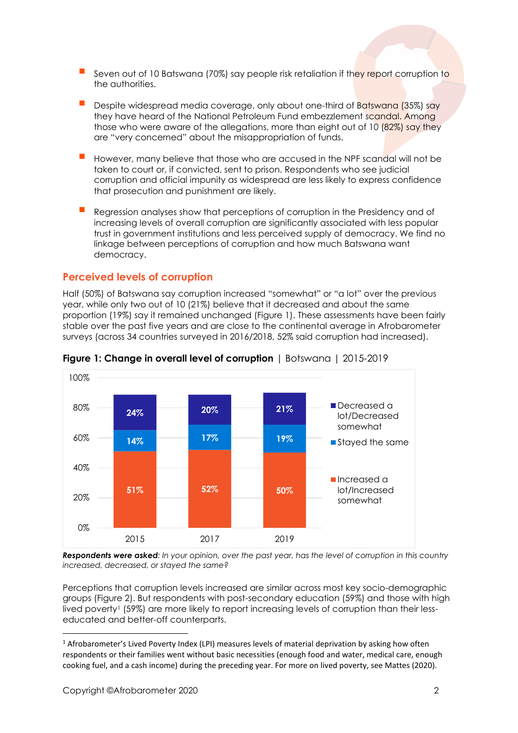- Seven out of 10 Batswana (70%) say people risk retaliation if they report corruption to the authorities.
- Despite widespread media coverage, only about one-third of Batswana (35%) say they have heard of the National Petroleum Fund embezzlement scandal. Among those who were aware of the allegations, more than eight out of 10 (82%) say they are "very concerned" about the misappropriation of funds.
- However, many believe that those who are accused in the NPF scandal will not be taken to court or, if convicted, sent to prison. Respondents who see judicial corruption and official impunity as widespread are less likely to express confidence that prosecution and punishment are likely.
- Regression analyses show that perceptions of corruption in the Presidency and of increasing levels of overall corruption are significantly associated with less popular trust in government institutions and less perceived supply of democracy. We find no linkage between perceptions of corruption and how much Batswana want democracy.

## Perceived levels of corruption

Half (50%) of Batswana say corruption increased "somewhat" or "a lot" over the previous year, while only two out of 10 (21%) believe that it decreased and about the same proportion (19%) say it remained unchanged (Figure 1). These assessments have been fairly stable over the past five years and are close to the continental average in Afrobarometer surveys (across 34 countries surveyed in 2016/2018, 52% said corruption had increased).

**Figure 1: Change in overall level of corruption** | Botswana | 2015-2019

| | 2015 | 2017 | 2019 |
|---|---|---|---|
| Decreased a lot/Decreased somewhat | 24% | 20% | 21% |
| Stayed the same | 14% | 17% | 19% |
| Increased a lot/Increased somewhat | 51% | 52% | 50% |

***Respondents were asked**: In your opinion, over the past year, has the level of corruption in this country increased, decreased, or stayed the same?*

Perceptions that corruption levels increased are similar across most key socio-demographic groups (Figure 2). But respondents with post-secondary education (59%) and those with high lived poverty[1] (59%) are more likely to report increasing levels of corruption than their less-educated and better-off counterparts.

[1] Afrobarometer's Lived Poverty Index (LPI) measures levels of material deprivation by asking how often respondents or their families went without basic necessities (enough food and water, medical care, enough cooking fuel, and a cash income) during the preceding year. For more on lived poverty, see Mattes (2020).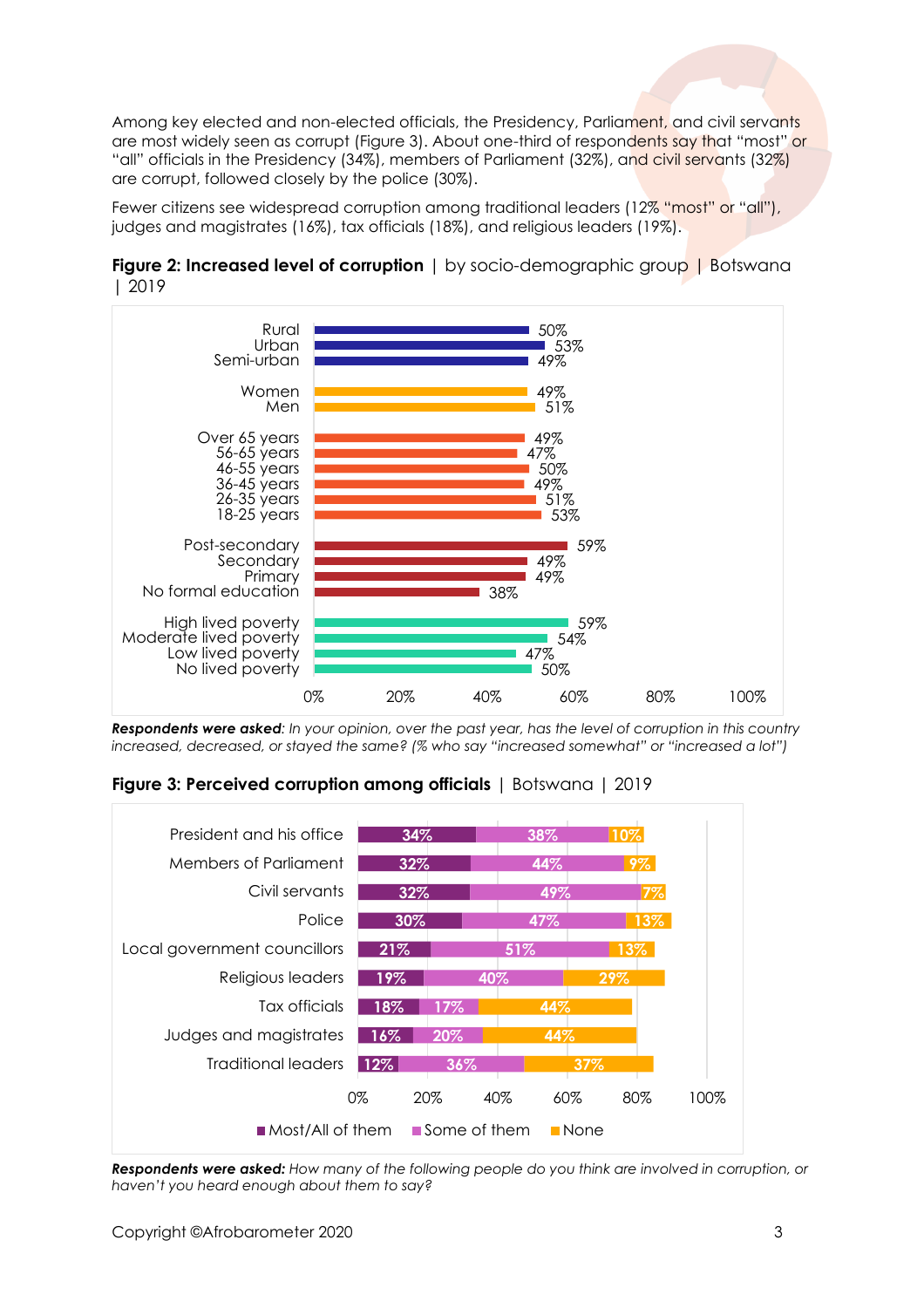Among key elected and non-elected officials, the Presidency, Parliament, and civil servants are most widely seen as corrupt (Figure 3). About one-third of respondents say that "most" or "all" officials in the Presidency (34%), members of Parliament (32%), and civil servants (32%) are corrupt, followed closely by the police (30%).

Fewer citizens see widespread corruption among traditional leaders (12% "most" or "all"), judges and magistrates (16%), tax officials (18%), and religious leaders (19%).

**Figure 2: Increased level of corruption** | by socio-demographic group | Botswana | 2019

| Group | % |
|---|---|
| Rural | 50% |
| Urban | 53% |
| Semi-urban | 49% |
| Women | 49% |
| Men | 51% |
| Over 65 years | 49% |
| 56-65 years | 47% |
| 46-55 years | 50% |
| 36-45 years | 49% |
| 26-35 years | 51% |
| 18-25 years | 53% |
| Post-secondary | 59% |
| Secondary | 49% |
| Primary | 49% |
| No formal education | 38% |
| High lived poverty | 59% |
| Moderate lived poverty | 54% |
| Low lived poverty | 47% |
| No lived poverty | 50% |

***Respondents were asked****: In your opinion, over the past year, has the level of corruption in this country increased, decreased, or stayed the same? (% who say "increased somewhat" or "increased a lot")*

**Figure 3: Perceived corruption among officials** | Botswana | 2019

| | Most/All of them | Some of them | None |
|---|---|---|---|
| President and his office | 34% | 38% | 10% |
| Members of Parliament | 32% | 44% | 9% |
| Civil servants | 32% | 49% | 7% |
| Police | 30% | 47% | 13% |
| Local government councillors | 21% | 51% | 13% |
| Religious leaders | 19% | 40% | 29% |
| Tax officials | 18% | 17% | 44% |
| Judges and magistrates | 16% | 20% | 44% |
| Traditional leaders | 12% | 36% | 37% |

***Respondents were asked:*** *How many of the following people do you think are involved in corruption, or haven't you heard enough about them to say?*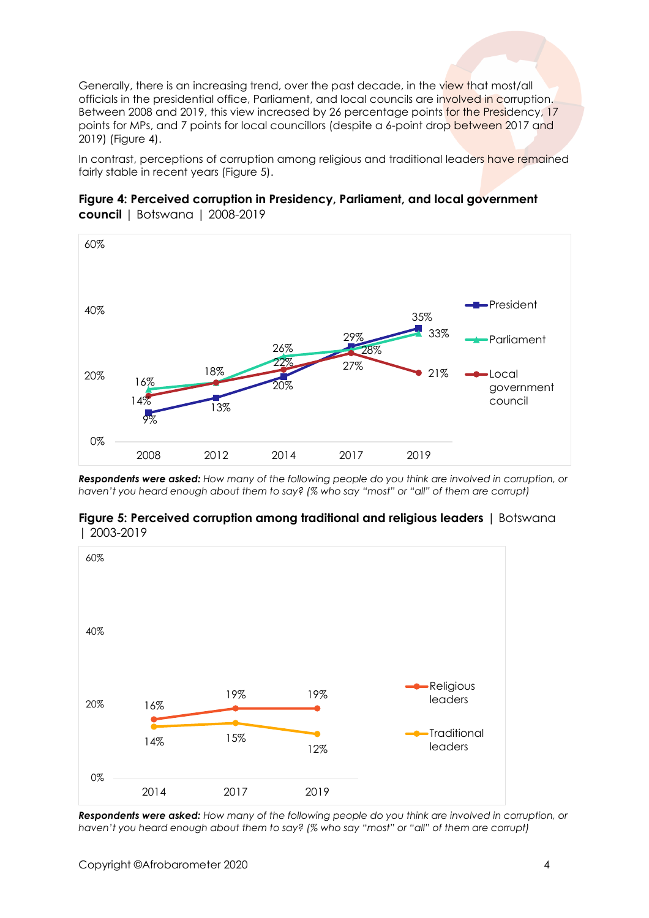Generally, there is an increasing trend, over the past decade, in the view that most/all officials in the presidential office, Parliament, and local councils are involved in corruption. Between 2008 and 2019, this view increased by 26 percentage points for the Presidency, 17 points for MPs, and 7 points for local councillors (despite a 6-point drop between 2017 and 2019) (Figure 4).

In contrast, perceptions of corruption among religious and traditional leaders have remained fairly stable in recent years (Figure 5).

**Figure 4: Perceived corruption in Presidency, Parliament, and local government council** | Botswana | 2008-2019

| | 2008 | 2012 | 2014 | 2017 | 2019 |
|---|---|---|---|---|---|
| President | 9% | 13% | 20% | 29% | 35% |
| Parliament | 16% | 18% | 26% | 28% | 33% |
| Local government council | 14% | 18% | 22% | 27% | 21% |

***Respondents were asked:*** *How many of the following people do you think are involved in corruption, or haven't you heard enough about them to say? (% who say "most" or "all" of them are corrupt)*

**Figure 5: Perceived corruption among traditional and religious leaders** | Botswana | 2003-2019

| | 2014 | 2017 | 2019 |
|---|---|---|---|
| Religious leaders | 16% | 19% | 19% |
| Traditional leaders | 14% | 15% | 12% |

***Respondents were asked:*** *How many of the following people do you think are involved in corruption, or haven't you heard enough about them to say? (% who say "most" or "all" of them are corrupt)*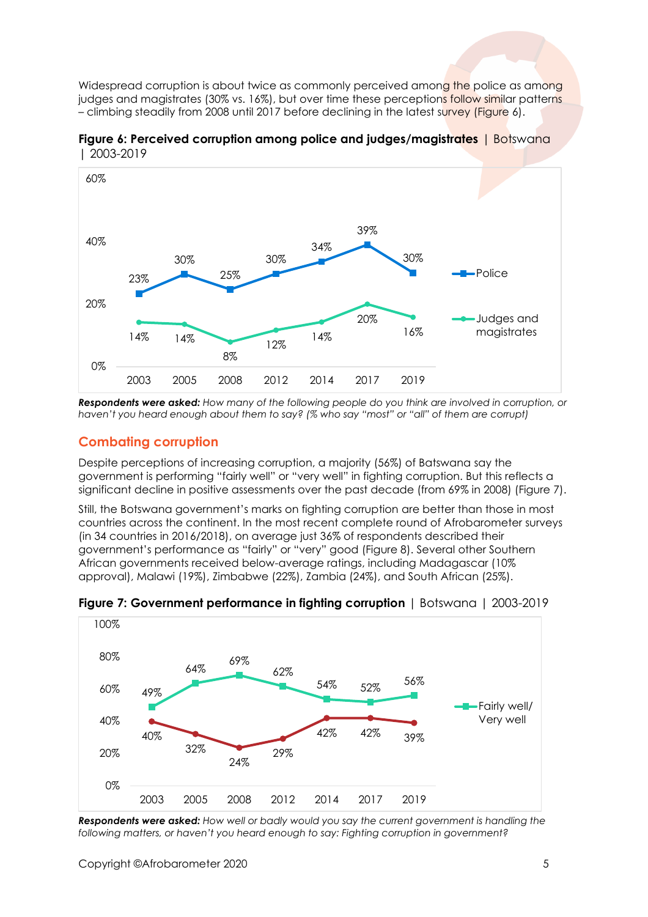Widespread corruption is about twice as commonly perceived among the police as among judges and magistrates (30% vs. 16%), but over time these perceptions follow similar patterns – climbing steadily from 2008 until 2017 before declining in the latest survey (Figure 6).

**Figure 6: Perceived corruption among police and judges/magistrates** | Botswana | 2003-2019

| | 2003 | 2005 | 2008 | 2012 | 2014 | 2017 | 2019 |
|---|---|---|---|---|---|---|---|
| Police | 23% | 30% | 25% | 30% | 34% | 39% | 30% |
| Judges and magistrates | 14% | 14% | 8% | 12% | 14% | 20% | 16% |

***Respondents were asked:*** *How many of the following people do you think are involved in corruption, or haven't you heard enough about them to say? (% who say "most" or "all" of them are corrupt)*

## Combating corruption

Despite perceptions of increasing corruption, a majority (56%) of Batswana say the government is performing "fairly well" or "very well" in fighting corruption. But this reflects a significant decline in positive assessments over the past decade (from 69% in 2008) (Figure 7).

Still, the Botswana government's marks on fighting corruption are better than those in most countries across the continent. In the most recent complete round of Afrobarometer surveys (in 34 countries in 2016/2018), on average just 36% of respondents described their government's performance as "fairly" or "very" good (Figure 8). Several other Southern African governments received below-average ratings, including Madagascar (10% approval), Malawi (19%), Zimbabwe (22%), Zambia (24%), and South African (25%).

**Figure 7: Government performance in fighting corruption** | Botswana | 2003-2019

| | 2003 | 2005 | 2008 | 2012 | 2014 | 2017 | 2019 |
|---|---|---|---|---|---|---|---|
| Fairly well/ Very well | 49% | 64% | 69% | 62% | 54% | 52% | 56% |
| (second series) | 40% | 32% | 24% | 29% | 42% | 42% | 39% |

***Respondents were asked:*** *How well or badly would you say the current government is handling the following matters, or haven't you heard enough to say: Fighting corruption in government?*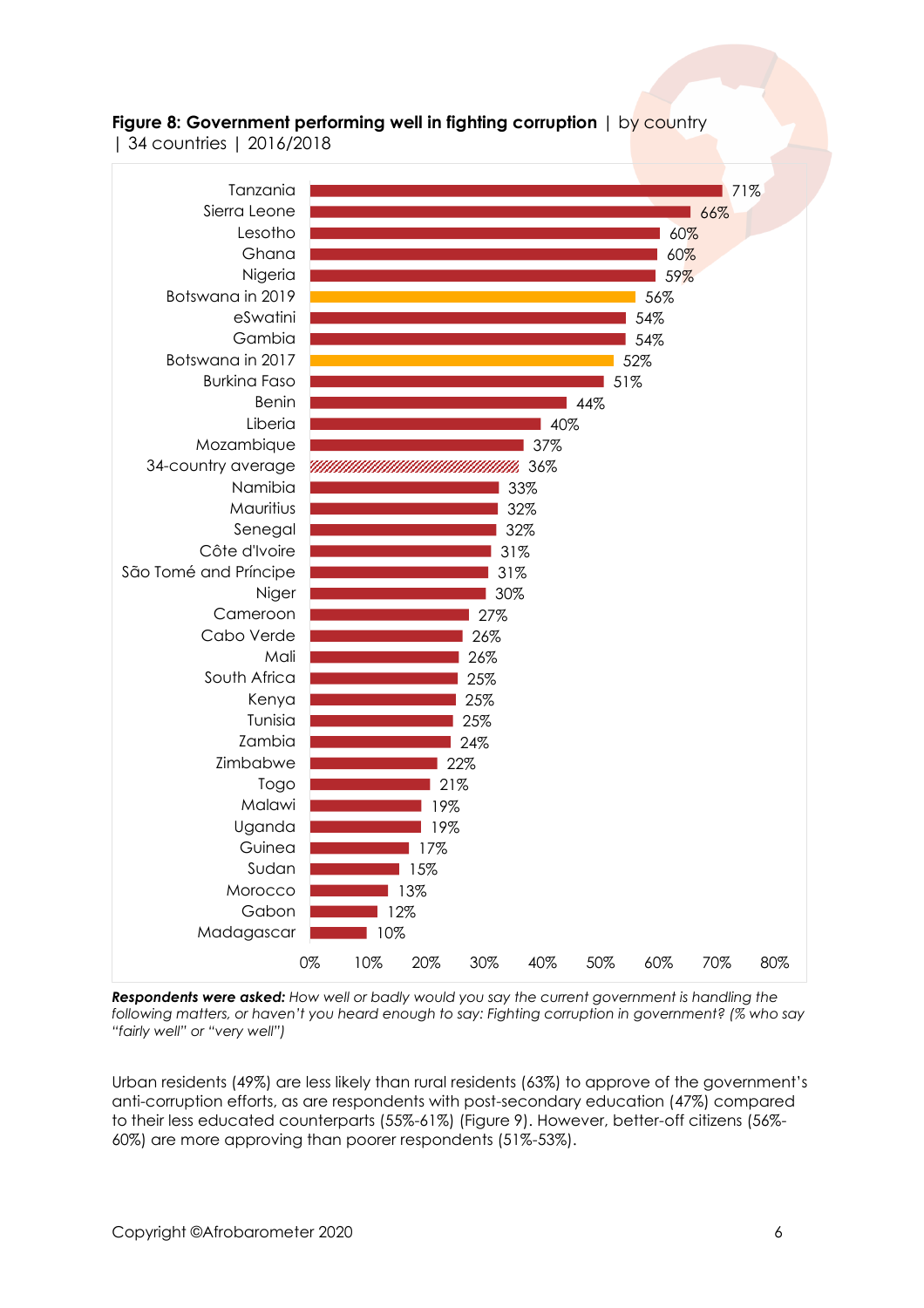**Figure 8: Government performing well in fighting corruption** | by country | 34 countries | 2016/2018

| Country | % |
|---|---|
| Tanzania | 71% |
| Sierra Leone | 66% |
| Lesotho | 60% |
| Ghana | 60% |
| Nigeria | 59% |
| Botswana in 2019 | 56% |
| eSwatini | 54% |
| Gambia | 54% |
| Botswana in 2017 | 52% |
| Burkina Faso | 51% |
| Benin | 44% |
| Liberia | 40% |
| Mozambique | 37% |
| 34-country average | 36% |
| Namibia | 33% |
| Mauritius | 32% |
| Senegal | 32% |
| Côte d'Ivoire | 31% |
| São Tomé and Príncipe | 31% |
| Niger | 30% |
| Cameroon | 27% |
| Cabo Verde | 26% |
| Mali | 26% |
| South Africa | 25% |
| Kenya | 25% |
| Tunisia | 25% |
| Zambia | 24% |
| Zimbabwe | 22% |
| Togo | 21% |
| Malawi | 19% |
| Uganda | 19% |
| Guinea | 17% |
| Sudan | 15% |
| Morocco | 13% |
| Gabon | 12% |
| Madagascar | 10% |

***Respondents were asked:*** *How well or badly would you say the current government is handling the following matters, or haven't you heard enough to say: Fighting corruption in government? (% who say "fairly well" or "very well")*

Urban residents (49%) are less likely than rural residents (63%) to approve of the government's anti-corruption efforts, as are respondents with post-secondary education (47%) compared to their less educated counterparts (55%-61%) (Figure 9). However, better-off citizens (56%-60%) are more approving than poorer respondents (51%-53%).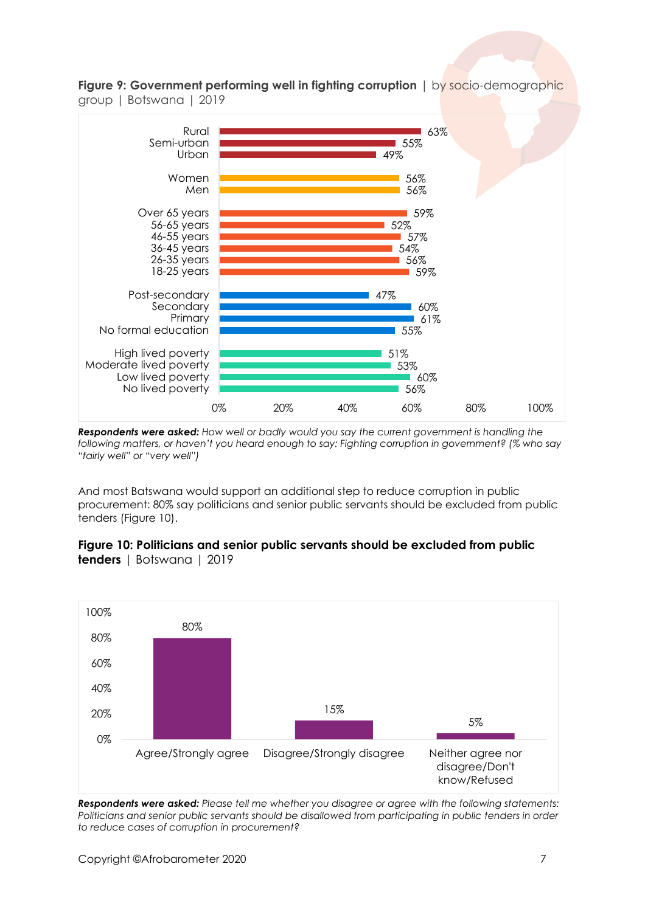**Figure 9: Government performing well in fighting corruption** | by socio-demographic group | Botswana | 2019

| Group | % |
|---|---|
| Rural | 63% |
| Semi-urban | 55% |
| Urban | 49% |
| Women | 56% |
| Men | 56% |
| Over 65 years | 59% |
| 56-65 years | 52% |
| 46-55 years | 57% |
| 36-45 years | 54% |
| 26-35 years | 56% |
| 18-25 years | 59% |
| Post-secondary | 47% |
| Secondary | 60% |
| Primary | 61% |
| No formal education | 55% |
| High lived poverty | 51% |
| Moderate lived poverty | 53% |
| Low lived poverty | 60% |
| No lived poverty | 56% |

***Respondents were asked:*** *How well or badly would you say the current government is handling the following matters, or haven't you heard enough to say: Fighting corruption in government? (% who say "fairly well" or "very well")*

And most Batswana would support an additional step to reduce corruption in public procurement: 80% say politicians and senior public servants should be excluded from public tenders (Figure 10).

**Figure 10: Politicians and senior public servants should be excluded from public tenders** | Botswana | 2019

| Response | % |
|---|---|
| Agree/Strongly agree | 80% |
| Disagree/Strongly disagree | 15% |
| Neither agree nor disagree/Don't know/Refused | 5% |

***Respondents were asked:*** *Please tell me whether you disagree or agree with the following statements: Politicians and senior public servants should be disallowed from participating in public tenders in order to reduce cases of corruption in procurement?*

Copyright ©Afrobarometer 2020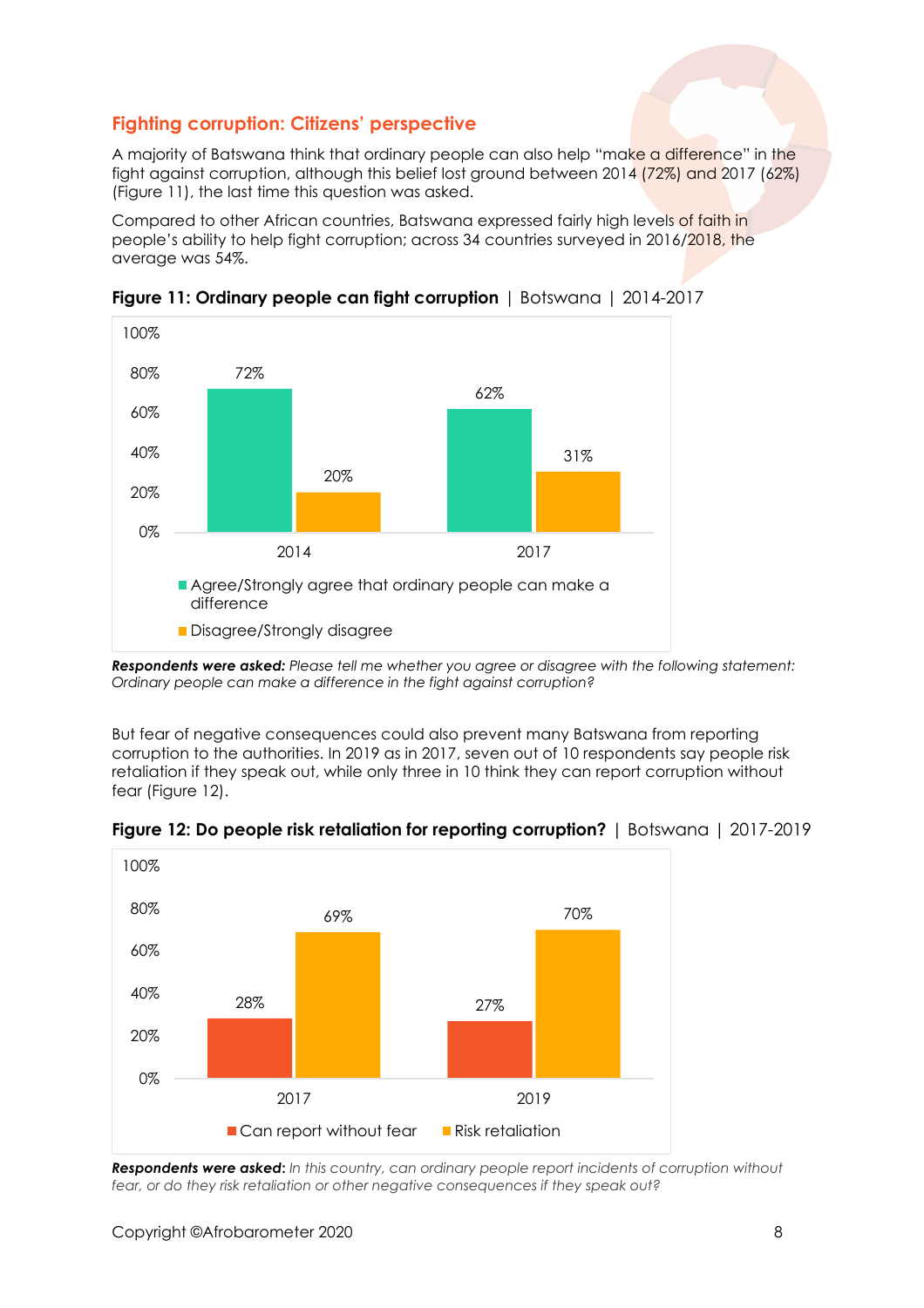## Fighting corruption: Citizens' perspective

A majority of Batswana think that ordinary people can also help "make a difference" in the fight against corruption, although this belief lost ground between 2014 (72%) and 2017 (62%) (Figure 11), the last time this question was asked.

Compared to other African countries, Batswana expressed fairly high levels of faith in people's ability to help fight corruption; across 34 countries surveyed in 2016/2018, the average was 54%.

**Figure 11: Ordinary people can fight corruption** | Botswana | 2014-2017

| | 2014 | 2017 |
|---|---|---|
| Agree/Strongly agree that ordinary people can make a difference | 72% | 62% |
| Disagree/Strongly disagree | 20% | 31% |

***Respondents were asked:*** *Please tell me whether you agree or disagree with the following statement: Ordinary people can make a difference in the fight against corruption?*

But fear of negative consequences could also prevent many Batswana from reporting corruption to the authorities. In 2019 as in 2017, seven out of 10 respondents say people risk retaliation if they speak out, while only three in 10 think they can report corruption without fear (Figure 12).

**Figure 12: Do people risk retaliation for reporting corruption?** | Botswana | 2017-2019

| | 2017 | 2019 |
|---|---|---|
| Can report without fear | 28% | 27% |
| Risk retaliation | 69% | 70% |

***Respondents were asked:*** *In this country, can ordinary people report incidents of corruption without fear, or do they risk retaliation or other negative consequences if they speak out?*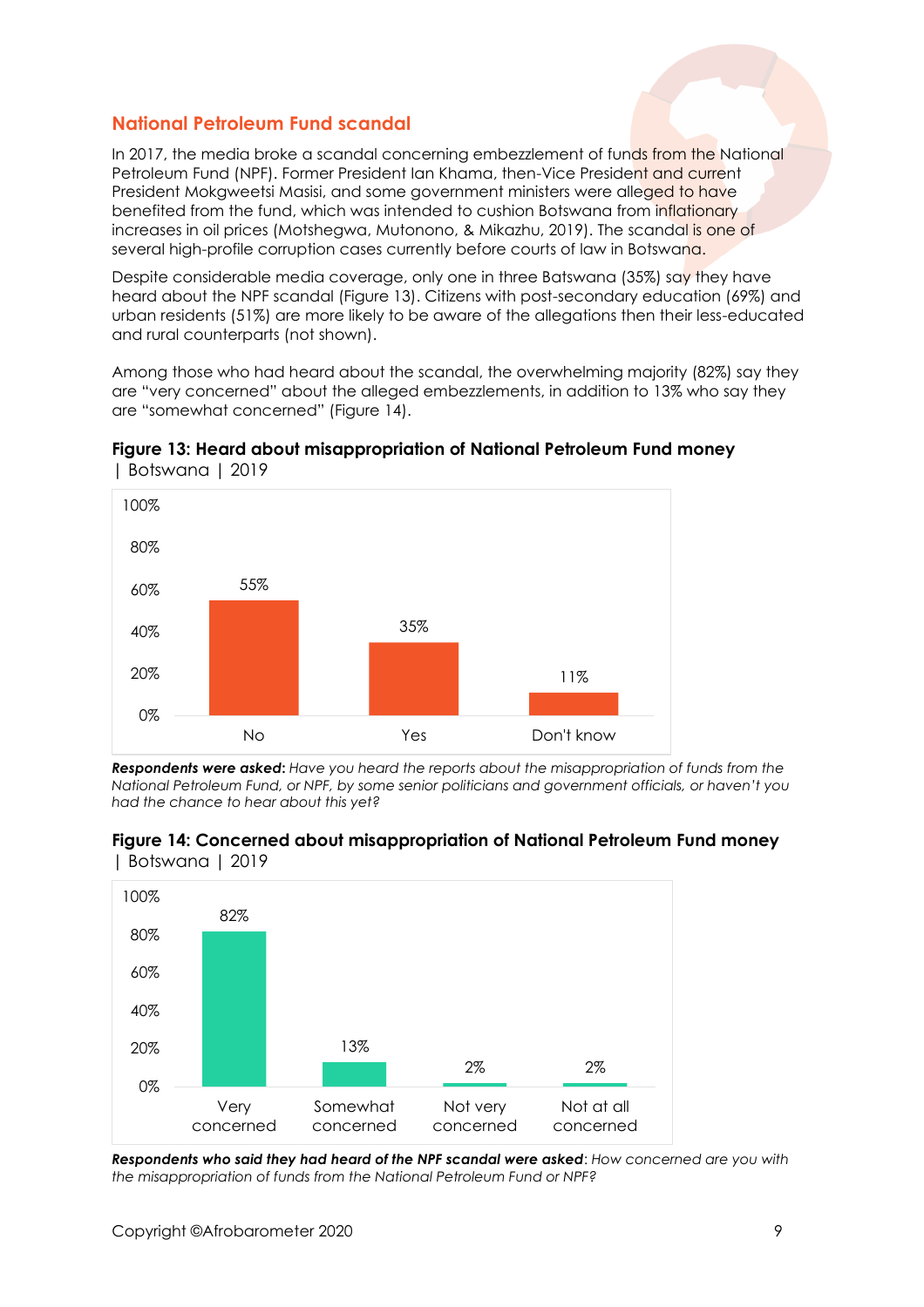## National Petroleum Fund scandal

In 2017, the media broke a scandal concerning embezzlement of funds from the National Petroleum Fund (NPF). Former President Ian Khama, then-Vice President and current President Mokgweetsi Masisi, and some government ministers were alleged to have benefited from the fund, which was intended to cushion Botswana from inflationary increases in oil prices (Motshegwa, Mutonono, & Mikazhu, 2019). The scandal is one of several high-profile corruption cases currently before courts of law in Botswana.

Despite considerable media coverage, only one in three Batswana (35%) say they have heard about the NPF scandal (Figure 13). Citizens with post-secondary education (69%) and urban residents (51%) are more likely to be aware of the allegations then their less-educated and rural counterparts (not shown).

Among those who had heard about the scandal, the overwhelming majority (82%) say they are "very concerned" about the alleged embezzlements, in addition to 13% who say they are "somewhat concerned" (Figure 14).

**Figure 13: Heard about misappropriation of National Petroleum Fund money** | Botswana | 2019

| No | Yes | Don't know |
|---|---|---|
| 55% | 35% | 11% |

***Respondents were asked:*** *Have you heard the reports about the misappropriation of funds from the National Petroleum Fund, or NPF, by some senior politicians and government officials, or haven't you had the chance to hear about this yet?*

**Figure 14: Concerned about misappropriation of National Petroleum Fund money** | Botswana | 2019

| Very concerned | Somewhat concerned | Not very concerned | Not at all concerned |
|---|---|---|---|
| 82% | 13% | 2% | 2% |

***Respondents who said they had heard of the NPF scandal were asked****: How concerned are you with the misappropriation of funds from the National Petroleum Fund or NPF?*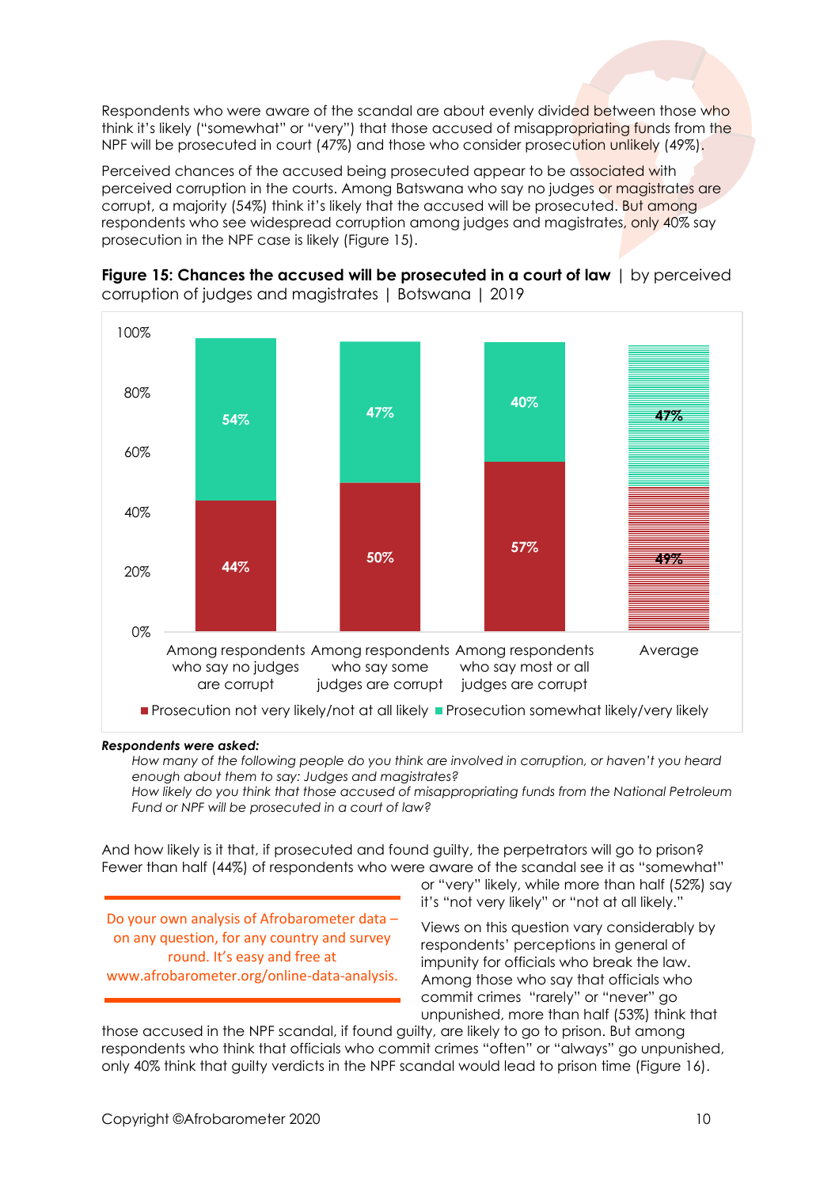Respondents who were aware of the scandal are about evenly divided between those who think it's likely ("somewhat" or "very") that those accused of misappropriating funds from the NPF will be prosecuted in court (47%) and those who consider prosecution unlikely (49%).

Perceived chances of the accused being prosecuted appear to be associated with perceived corruption in the courts. Among Batswana who say no judges or magistrates are corrupt, a majority (54%) think it's likely that the accused will be prosecuted. But among respondents who see widespread corruption among judges and magistrates, only 40% say prosecution in the NPF case is likely (Figure 15).

**Figure 15: Chances the accused will be prosecuted in a court of law** | by perceived corruption of judges and magistrates | Botswana | 2019

| | Prosecution not very likely/not at all likely | Prosecution somewhat likely/very likely |
|---|---|---|
| Among respondents who say no judges are corrupt | 44% | 54% |
| Among respondents who say some judges are corrupt | 50% | 47% |
| Among respondents who say most or all judges are corrupt | 57% | 40% |
| Average | 49% | 47% |

***Respondents were asked:***

*How many of the following people do you think are involved in corruption, or haven't you heard enough about them to say: Judges and magistrates?*

*How likely do you think that those accused of misappropriating funds from the National Petroleum Fund or NPF will be prosecuted in a court of law?*

And how likely is it that, if prosecuted and found guilty, the perpetrators will go to prison? Fewer than half (44%) of respondents who were aware of the scandal see it as "somewhat" or "very" likely, while more than half (52%) say it's "not very likely" or "not at all likely."

Do your own analysis of Afrobarometer data – on any question, for any country and survey round. It's easy and free at www.afrobarometer.org/online-data-analysis.

Views on this question vary considerably by respondents' perceptions in general of impunity for officials who break the law. Among those who say that officials who commit crimes "rarely" or "never" go unpunished, more than half (53%) think that those accused in the NPF scandal, if found guilty, are likely to go to prison. But among respondents who think that officials who commit crimes "often" or "always" go unpunished, only 40% think that guilty verdicts in the NPF scandal would lead to prison time (Figure 16).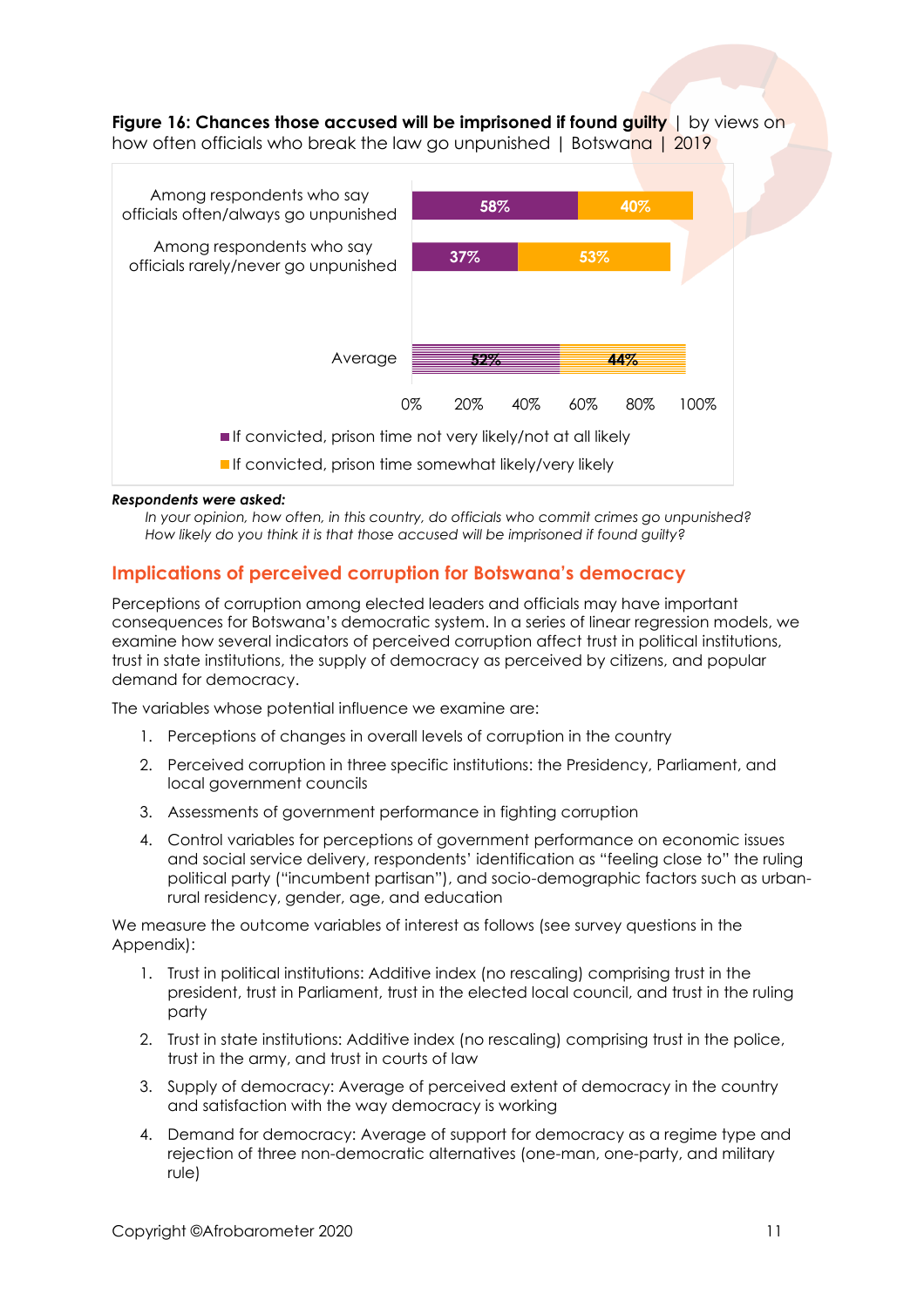**Figure 16: Chances those accused will be imprisoned if found guilty** | by views on how often officials who break the law go unpunished | Botswana | 2019

| | If convicted, prison time not very likely/not at all likely | If convicted, prison time somewhat likely/very likely |
|---|---|---|
| Among respondents who say officials often/always go unpunished | 58% | 40% |
| Among respondents who say officials rarely/never go unpunished | 37% | 53% |
| Average | 52% | 44% |

***Respondents were asked:***

*In your opinion, how often, in this country, do officials who commit crimes go unpunished?*
*How likely do you think it is that those accused will be imprisoned if found guilty?*

## Implications of perceived corruption for Botswana's democracy

Perceptions of corruption among elected leaders and officials may have important consequences for Botswana's democratic system. In a series of linear regression models, we examine how several indicators of perceived corruption affect trust in political institutions, trust in state institutions, the supply of democracy as perceived by citizens, and popular demand for democracy.

The variables whose potential influence we examine are:

1. Perceptions of changes in overall levels of corruption in the country
2. Perceived corruption in three specific institutions: the Presidency, Parliament, and local government councils
3. Assessments of government performance in fighting corruption
4. Control variables for perceptions of government performance on economic issues and social service delivery, respondents' identification as "feeling close to" the ruling political party ("incumbent partisan"), and socio-demographic factors such as urban-rural residency, gender, age, and education

We measure the outcome variables of interest as follows (see survey questions in the Appendix):

1. Trust in political institutions: Additive index (no rescaling) comprising trust in the president, trust in Parliament, trust in the elected local council, and trust in the ruling party
2. Trust in state institutions: Additive index (no rescaling) comprising trust in the police, trust in the army, and trust in courts of law
3. Supply of democracy: Average of perceived extent of democracy in the country and satisfaction with the way democracy is working
4. Demand for democracy: Average of support for democracy as a regime type and rejection of three non-democratic alternatives (one-man, one-party, and military rule)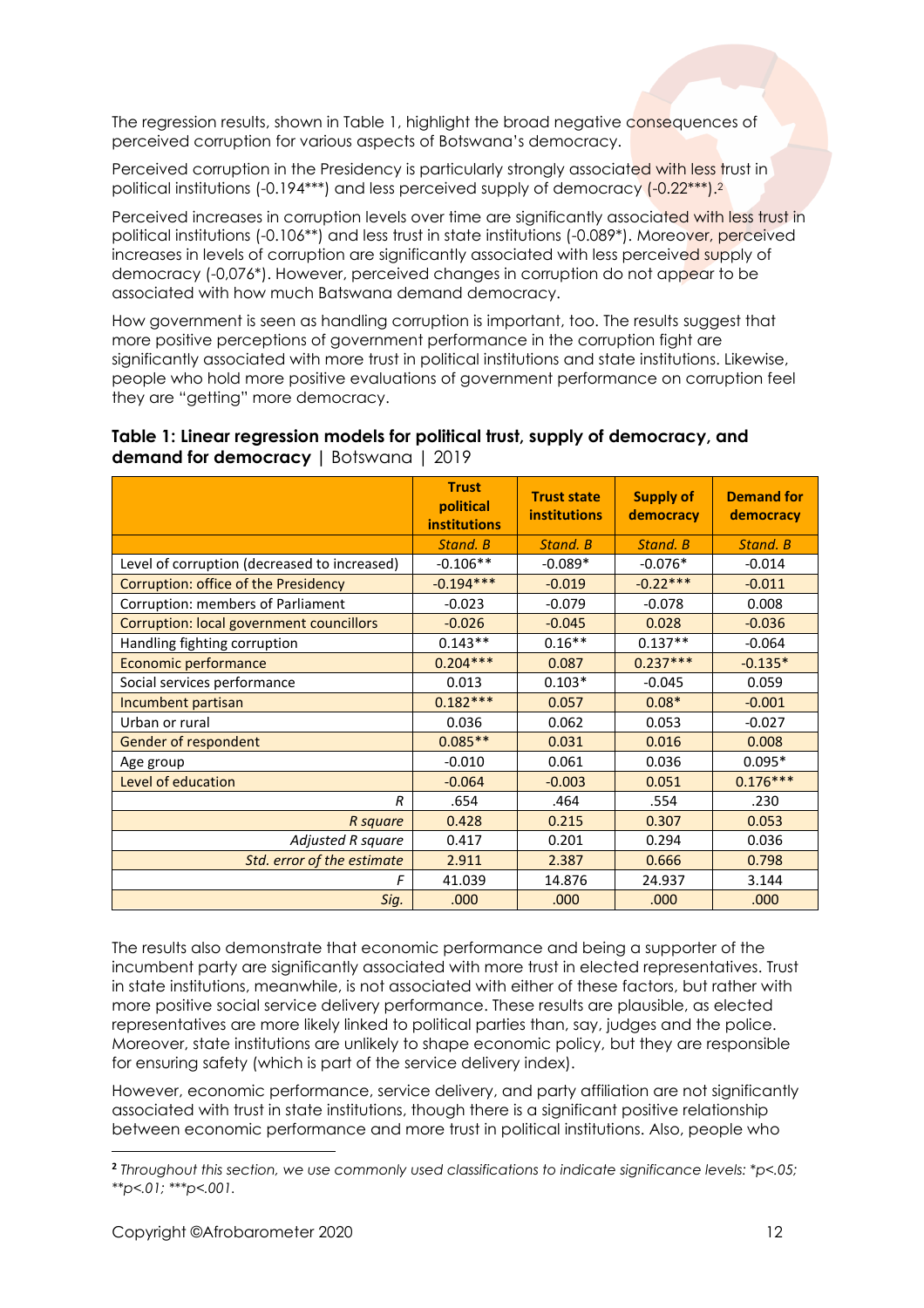The regression results, shown in Table 1, highlight the broad negative consequences of perceived corruption for various aspects of Botswana's democracy.

Perceived corruption in the Presidency is particularly strongly associated with less trust in political institutions (-0.194***) and less perceived supply of democracy (-0.22***).[2]

Perceived increases in corruption levels over time are significantly associated with less trust in political institutions (-0.106**) and less trust in state institutions (-0.089*). Moreover, perceived increases in levels of corruption are significantly associated with less perceived supply of democracy (-0,076*). However, perceived changes in corruption do not appear to be associated with how much Batswana demand democracy.

How government is seen as handling corruption is important, too. The results suggest that more positive perceptions of government performance in the corruption fight are significantly associated with more trust in political institutions and state institutions. Likewise, people who hold more positive evaluations of government performance on corruption feel they are "getting" more democracy.

**Table 1: Linear regression models for political trust, supply of democracy, and demand for democracy** | Botswana | 2019

| | Trust political institutions | Trust state institutions | Supply of democracy | Demand for democracy |
|---|---|---|---|---|
| | *Stand. B* | *Stand. B* | *Stand. B* | *Stand. B* |
| Level of corruption (decreased to increased) | -0.106** | -0.089* | -0.076* | -0.014 |
| Corruption: office of the Presidency | -0.194*** | -0.019 | -0.22*** | -0.011 |
| Corruption: members of Parliament | -0.023 | -0.079 | -0.078 | 0.008 |
| Corruption: local government councillors | -0.026 | -0.045 | 0.028 | -0.036 |
| Handling fighting corruption | 0.143** | 0.16** | 0.137** | -0.064 |
| Economic performance | 0.204*** | 0.087 | 0.237*** | -0.135* |
| Social services performance | 0.013 | 0.103* | -0.045 | 0.059 |
| Incumbent partisan | 0.182*** | 0.057 | 0.08* | -0.001 |
| Urban or rural | 0.036 | 0.062 | 0.053 | -0.027 |
| Gender of respondent | 0.085** | 0.031 | 0.016 | 0.008 |
| Age group | -0.010 | 0.061 | 0.036 | 0.095* |
| Level of education | -0.064 | -0.003 | 0.051 | 0.176*** |
| *R* | .654 | .464 | .554 | .230 |
| *R square* | 0.428 | 0.215 | 0.307 | 0.053 |
| *Adjusted R square* | 0.417 | 0.201 | 0.294 | 0.036 |
| *Std. error of the estimate* | 2.911 | 2.387 | 0.666 | 0.798 |
| *F* | 41.039 | 14.876 | 24.937 | 3.144 |
| *Sig.* | .000 | .000 | .000 | .000 |

The results also demonstrate that economic performance and being a supporter of the incumbent party are significantly associated with more trust in elected representatives. Trust in state institutions, meanwhile, is not associated with either of these factors, but rather with more positive social service delivery performance. These results are plausible, as elected representatives are more likely linked to political parties than, say, judges and the police. Moreover, state institutions are unlikely to shape economic policy, but they are responsible for ensuring safety (which is part of the service delivery index).

However, economic performance, service delivery, and party affiliation are not significantly associated with trust in state institutions, though there is a significant positive relationship between economic performance and more trust in political institutions. Also, people who

[2] *Throughout this section, we use commonly used classifications to indicate significance levels: *p<.05; **p<.01; ***p<.001.*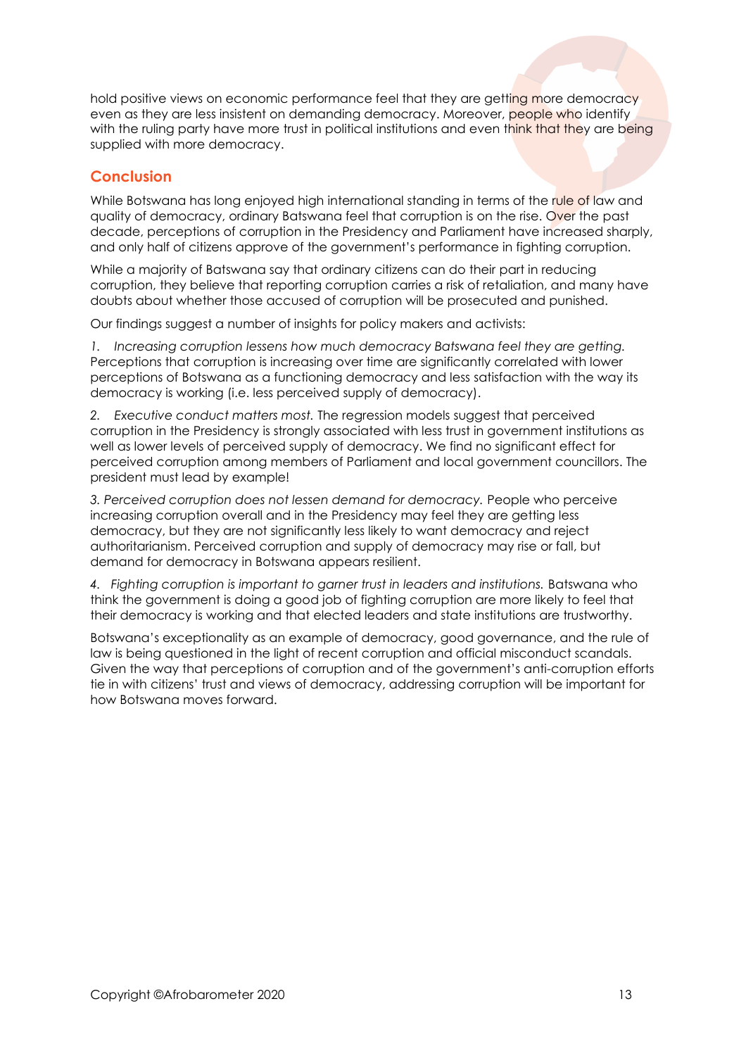hold positive views on economic performance feel that they are getting more democracy even as they are less insistent on demanding democracy. Moreover, people who identify with the ruling party have more trust in political institutions and even think that they are being supplied with more democracy.

## Conclusion

While Botswana has long enjoyed high international standing in terms of the rule of law and quality of democracy, ordinary Batswana feel that corruption is on the rise. Over the past decade, perceptions of corruption in the Presidency and Parliament have increased sharply, and only half of citizens approve of the government's performance in fighting corruption.

While a majority of Batswana say that ordinary citizens can do their part in reducing corruption, they believe that reporting corruption carries a risk of retaliation, and many have doubts about whether those accused of corruption will be prosecuted and punished.

Our findings suggest a number of insights for policy makers and activists:

1. *Increasing corruption lessens how much democracy Batswana feel they are getting.* Perceptions that corruption is increasing over time are significantly correlated with lower perceptions of Botswana as a functioning democracy and less satisfaction with the way its democracy is working (i.e. less perceived supply of democracy).

2. *Executive conduct matters most.* The regression models suggest that perceived corruption in the Presidency is strongly associated with less trust in government institutions as well as lower levels of perceived supply of democracy. We find no significant effect for perceived corruption among members of Parliament and local government councillors. The president must lead by example!

3. *Perceived corruption does not lessen demand for democracy.* People who perceive increasing corruption overall and in the Presidency may feel they are getting less democracy, but they are not significantly less likely to want democracy and reject authoritarianism. Perceived corruption and supply of democracy may rise or fall, but demand for democracy in Botswana appears resilient.

4. *Fighting corruption is important to garner trust in leaders and institutions.* Batswana who think the government is doing a good job of fighting corruption are more likely to feel that their democracy is working and that elected leaders and state institutions are trustworthy.

Botswana's exceptionality as an example of democracy, good governance, and the rule of law is being questioned in the light of recent corruption and official misconduct scandals. Given the way that perceptions of corruption and of the government's anti-corruption efforts tie in with citizens' trust and views of democracy, addressing corruption will be important for how Botswana moves forward.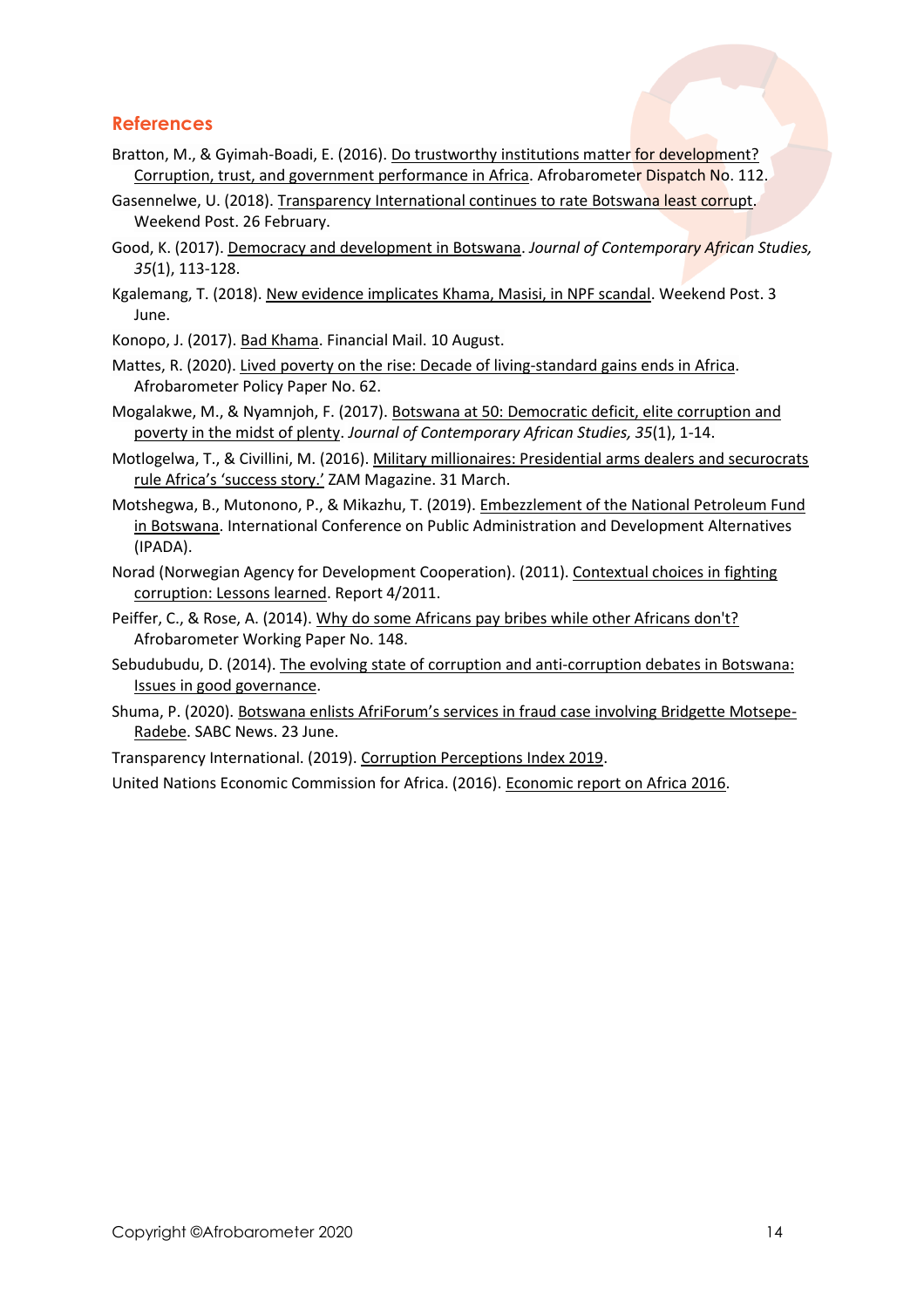## References

Bratton, M., & Gyimah-Boadi, E. (2016). Do trustworthy institutions matter for development? Corruption, trust, and government performance in Africa. Afrobarometer Dispatch No. 112.

Gasennelwe, U. (2018). Transparency International continues to rate Botswana least corrupt. Weekend Post. 26 February.

Good, K. (2017). Democracy and development in Botswana. *Journal of Contemporary African Studies, 35*(1), 113-128.

Kgalemang, T. (2018). New evidence implicates Khama, Masisi, in NPF scandal. Weekend Post. 3 June.

Konopo, J. (2017). Bad Khama. Financial Mail. 10 August.

Mattes, R. (2020). Lived poverty on the rise: Decade of living-standard gains ends in Africa. Afrobarometer Policy Paper No. 62.

Mogalakwe, M., & Nyamnjoh, F. (2017). Botswana at 50: Democratic deficit, elite corruption and poverty in the midst of plenty. *Journal of Contemporary African Studies, 35*(1), 1-14.

Motlogelwa, T., & Civillini, M. (2016). Military millionaires: Presidential arms dealers and securocrats rule Africa's 'success story.' ZAM Magazine. 31 March.

Motshegwa, B., Mutonono, P., & Mikazhu, T. (2019). Embezzlement of the National Petroleum Fund in Botswana. International Conference on Public Administration and Development Alternatives (IPADA).

Norad (Norwegian Agency for Development Cooperation). (2011). Contextual choices in fighting corruption: Lessons learned. Report 4/2011.

Peiffer, C., & Rose, A. (2014). Why do some Africans pay bribes while other Africans don't? Afrobarometer Working Paper No. 148.

Sebudubudu, D. (2014). The evolving state of corruption and anti-corruption debates in Botswana: Issues in good governance.

Shuma, P. (2020). Botswana enlists AfriForum's services in fraud case involving Bridgette Motsepe-Radebe. SABC News. 23 June.

Transparency International. (2019). Corruption Perceptions Index 2019.

United Nations Economic Commission for Africa. (2016). Economic report on Africa 2016.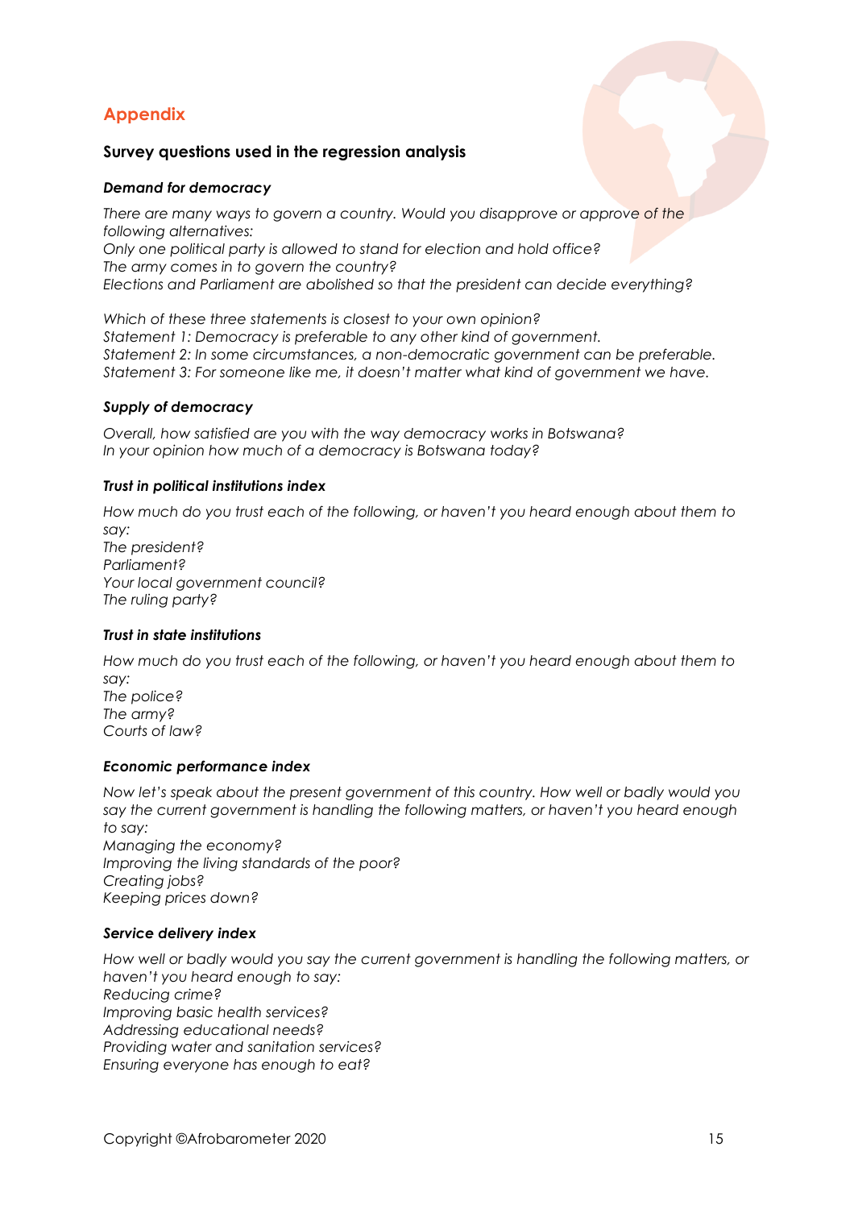## Appendix

### Survey questions used in the regression analysis

***Demand for democracy***

*There are many ways to govern a country. Would you disapprove or approve of the following alternatives:*
*Only one political party is allowed to stand for election and hold office?*
*The army comes in to govern the country?*
*Elections and Parliament are abolished so that the president can decide everything?*

*Which of these three statements is closest to your own opinion?*
*Statement 1: Democracy is preferable to any other kind of government.*
*Statement 2: In some circumstances, a non-democratic government can be preferable.*
*Statement 3: For someone like me, it doesn't matter what kind of government we have.*

***Supply of democracy***

*Overall, how satisfied are you with the way democracy works in Botswana?*
*In your opinion how much of a democracy is Botswana today?*

***Trust in political institutions index***

*How much do you trust each of the following, or haven't you heard enough about them to say:*
*The president?*
*Parliament?*
*Your local government council?*
*The ruling party?*

***Trust in state institutions***

*How much do you trust each of the following, or haven't you heard enough about them to say:*
*The police?*
*The army?*
*Courts of law?*

***Economic performance index***

*Now let's speak about the present government of this country. How well or badly would you say the current government is handling the following matters, or haven't you heard enough to say:*
*Managing the economy?*
*Improving the living standards of the poor?*
*Creating jobs?*
*Keeping prices down?*

***Service delivery index***

*How well or badly would you say the current government is handling the following matters, or haven't you heard enough to say:*
*Reducing crime?*
*Improving basic health services?*
*Addressing educational needs?*
*Providing water and sanitation services?*
*Ensuring everyone has enough to eat?*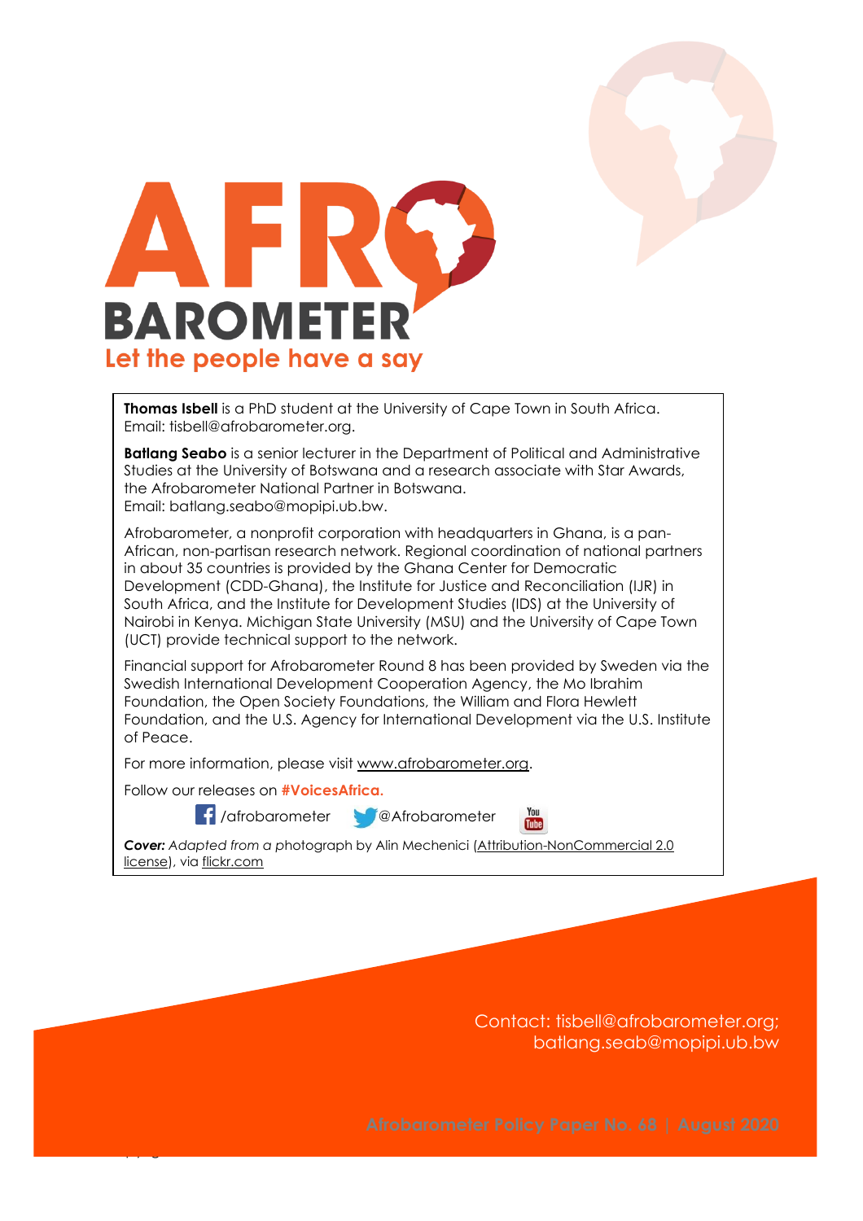AFRO
BAROMETER
Let the people have a say

**Thomas Isbell** is a PhD student at the University of Cape Town in South Africa. Email: tisbell@afrobarometer.org.

**Batlang Seabo** is a senior lecturer in the Department of Political and Administrative Studies at the University of Botswana and a research associate with Star Awards, the Afrobarometer National Partner in Botswana.
Email: batlang.seabo@mopipi.ub.bw.

Afrobarometer, a nonprofit corporation with headquarters in Ghana, is a pan-African, non-partisan research network. Regional coordination of national partners in about 35 countries is provided by the Ghana Center for Democratic Development (CDD-Ghana), the Institute for Justice and Reconciliation (IJR) in South Africa, and the Institute for Development Studies (IDS) at the University of Nairobi in Kenya. Michigan State University (MSU) and the University of Cape Town (UCT) provide technical support to the network.

Financial support for Afrobarometer Round 8 has been provided by Sweden via the Swedish International Development Cooperation Agency, the Mo Ibrahim Foundation, the Open Society Foundations, the William and Flora Hewlett Foundation, and the U.S. Agency for International Development via the U.S. Institute of Peace.

For more information, please visit www.afrobarometer.org.

Follow our releases on **#VoicesAfrica.**

/afrobarometer @Afrobarometer

***Cover:*** *Adapted from a* photograph by Alin Mechenici (Attribution-NonCommercial 2.0 license), via flickr.com

Contact: tisbell@afrobarometer.org; batlang.seab@mopipi.ub.bw

Afrobarometer Policy Paper No. 68 | August 2020